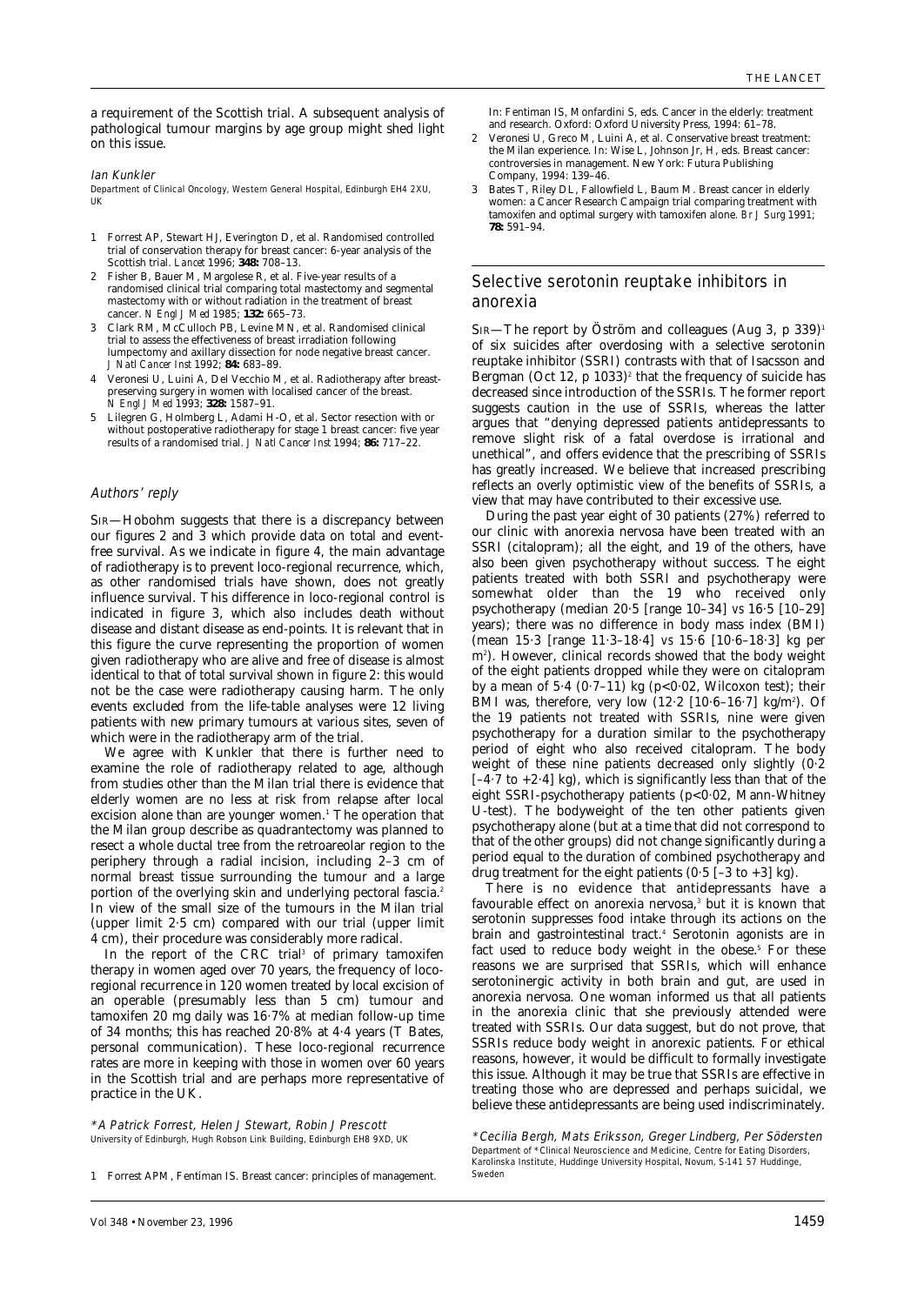a requirement of the Scottish trial. A subsequent analysis of pathological tumour margins by age group might shed light on this issue.

*Ian Kunkler*

Department of Clinical Oncology, Western General Hospital, Edinburgh EH4 2XU, UK

1. Forrest AP, Stewart HJ, Everington D, et al. Randomised controlled trial of conservation therapy for breast cancer: 6-year analysis of the Scottish trial. *Lancet* 1996; **348:** 708–13.
2. Fisher B, Bauer M, Margolese R, et al. Five-year results of a randomised clinical trial comparing total mastectomy and segmental mastectomy with or without radiation in the treatment of breast cancer. *N Engl J Med* 1985; **132:** 665–73.
3. Clark RM, McCulloch PB, Levine MN, et al. Randomised clinical trial to assess the effectiveness of breast irradiation following lumpectomy and axillary dissection for node negative breast cancer. *J Natl Cancer Inst* 1992; **84:** 683–89.
4. Veronesi U, Luini A, Del Vecchio M, et al. Radiotherapy after breast-preserving surgery in women with localised cancer of the breast. *N Engl J Med* 1993; **328:** 1587–91.
5. Lilegren G, Holmberg L, Adami H-O, et al. Sector resection with or without postoperative radiotherapy for stage 1 breast cancer: five year results of a randomised trial. *J Natl Cancer Inst* 1994; **86:** 717–22.

## Authors' reply

SIR—Hobohm suggests that there is a discrepancy between our figures 2 and 3 which provide data on total and event-free survival. As we indicate in figure 4, the main advantage of radiotherapy is to prevent loco-regional recurrence, which, as other randomised trials have shown, does not greatly influence survival. This difference in loco-regional control is indicated in figure 3, which also includes death without disease and distant disease as end-points. It is relevant that in this figure the curve representing the proportion of women given radiotherapy who are alive and free of disease is almost identical to that of total survival shown in figure 2: this would not be the case were radiotherapy causing harm. The only events excluded from the life-table analyses were 12 living patients with new primary tumours at various sites, seven of which were in the radiotherapy arm of the trial.

We agree with Kunkler that there is further need to examine the role of radiotherapy related to age, although from studies other than the Milan trial there is evidence that elderly women are no less at risk from relapse after local excision alone than are younger women.[1] The operation that the Milan group describe as quadrantectomy was planned to resect a whole ductal tree from the retroareolar region to the periphery through a radial incision, including 2–3 cm of normal breast tissue surrounding the tumour and a large portion of the overlying skin and underlying pectoral fascia.[2] In view of the small size of the tumours in the Milan trial (upper limit 2·5 cm) compared with our trial (upper limit 4 cm), their procedure was considerably more radical.

In the report of the CRC trial[3] of primary tamoxifen therapy in women aged over 70 years, the frequency of loco-regional recurrence in 120 women treated by local excision of an operable (presumably less than 5 cm) tumour and tamoxifen 20 mg daily was 16·7% at median follow-up time of 34 months; this has reached 20·8% at 4·4 years (T Bates, personal communication). These loco-regional recurrence rates are more in keeping with those in women over 60 years in the Scottish trial and are perhaps more representative of practice in the UK.

*\*A Patrick Forrest, Helen J Stewart, Robin J Prescott*

University of Edinburgh, Hugh Robson Link Building, Edinburgh EH8 9XD, UK

1. Forrest APM, Fentiman IS. Breast cancer: principles of management. In: Fentiman IS, Monfardini S, eds. Cancer in the elderly: treatment and research. Oxford: Oxford University Press, 1994: 61–78.
2. Veronesi U, Greco M, Luini A, et al. Conservative breast treatment: the Milan experience. In: Wise L, Johnson Jr, H, eds. Breast cancer: controversies in management. New York: Futura Publishing Company, 1994: 139–46.
3. Bates T, Riley DL, Fallowfield L, Baum M. Breast cancer in elderly women: a Cancer Research Campaign trial comparing treatment with tamoxifen and optimal surgery with tamoxifen alone. *Br J Surg* 1991; **78:** 591–94.

## Selective serotonin reuptake inhibitors in anorexia

SIR—The report by Öström and colleagues (Aug 3, p 339)[1] of six suicides after overdosing with a selective serotonin reuptake inhibitor (SSRI) contrasts with that of Isacsson and Bergman (Oct 12, p 1033)[2] that the frequency of suicide has decreased since introduction of the SSRIs. The former report suggests caution in the use of SSRIs, whereas the latter argues that "denying depressed patients antidepressants to remove slight risk of a fatal overdose is irrational and unethical", and offers evidence that the prescribing of SSRIs has greatly increased. We believe that increased prescribing reflects an overly optimistic view of the benefits of SSRIs, a view that may have contributed to their excessive use.

During the past year eight of 30 patients (27%) referred to our clinic with anorexia nervosa have been treated with an SSRI (citalopram); all the eight, and 19 of the others, have also been given psychotherapy without success. The eight patients treated with both SSRI and psychotherapy were somewhat older than the 19 who received only psychotherapy (median 20·5 [range 10–34] *vs* 16·5 [10–29] years); there was no difference in body mass index (BMI) (mean 15·3 [range 11·3–18·4] *vs* 15·6 [10·6–18·3] kg per $m^2$). However, clinical records showed that the body weight of the eight patients dropped while they were on citalopram by a mean of 5·4 (0·7–11) kg ($p<0·02$, Wilcoxon test); their BMI was, therefore, very low (12·2 [10·6–16·7] kg/$m^2$). Of the 19 patients not treated with SSRIs, nine were given psychotherapy for a duration similar to the psychotherapy period of eight who also received citalopram. The body weight of these nine patients decreased only slightly (0·2 [–4·7 to +2·4] kg), which is significantly less than that of the eight SSRI-psychotherapy patients ($p<0·02$, Mann-Whitney U-test). The bodyweight of the ten other patients given psychotherapy alone (but at a time that did not correspond to that of the other groups) did not change significantly during a period equal to the duration of combined psychotherapy and drug treatment for the eight patients (0·5 [–3 to +3] kg).

There is no evidence that antidepressants have a favourable effect on anorexia nervosa,[3] but it is known that serotonin suppresses food intake through its actions on the brain and gastrointestinal tract.[4] Serotonin agonists are in fact used to reduce body weight in the obese.[5] For these reasons we are surprised that SSRIs, which will enhance serotoninergic activity in both brain and gut, are used in anorexia nervosa. One woman informed us that all patients in the anorexia clinic that she previously attended were treated with SSRIs. Our data suggest, but do not prove, that SSRIs reduce body weight in anorexic patients. For ethical reasons, however, it would be difficult to formally investigate this issue. Although it may be true that SSRIs are effective in treating those who are depressed and perhaps suicidal, we believe these antidepressants are being used indiscriminately.

*\*Cecilia Bergh, Mats Eriksson, Greger Lindberg, Per Södersten*

Department of \*Clinical Neuroscience and Medicine, Centre for Eating Disorders, Karolinska Institute, Huddinge University Hospital, Novum, S-141 57 Huddinge, Sweden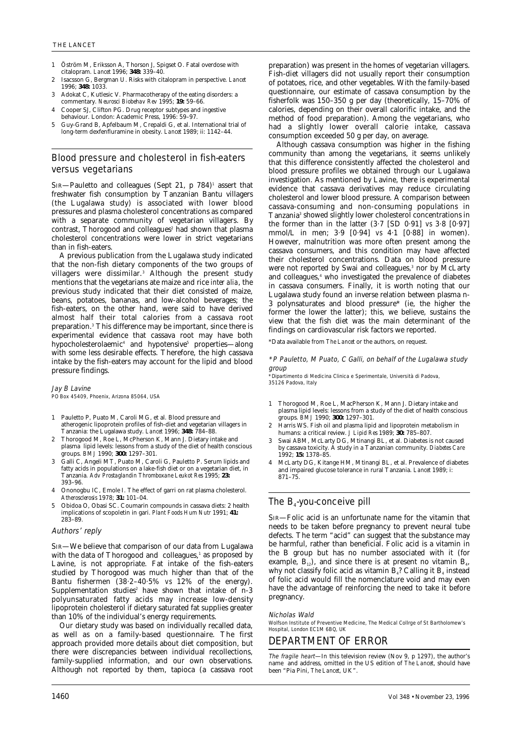1 Öström M, Eriksson A, Thorson J, Spigset O. Fatal overdose with citalopram. *Lancet* 1996; **348:** 339–40.
2 Isacsson G, Bergman U. Risks with citalopram in perspective. *Lancet* 1996; **348:** 1033.
3 Adokat C, Kutlesic V. Pharmacotherapy of the eating disorders: a commentary. *Neurosci Biobehav Rev* 1995; **19:** 59–66.
4 Cooper SJ, Clifton PG. Drug receptor subtypes and ingestive behaviour. London: Academic Press, 1996: 59–97.
5 Guy-Grand B, Apfelbaum M, Crepaldi G, et al. International trial of long-term dexfenfluramine in obesity. *Lancet* 1989; ii: 1142–44.

## Blood pressure and cholesterol in fish-eaters versus vegetarians

SIR—Pauletto and colleagues (Sept 21, p 784)[1] assert that freshwater fish consumption by Tanzanian Bantu villagers (the Lugalawa study) is associated with lower blood pressures and plasma cholesterol concentrations as compared with a separate community of vegetarian villagers. By contrast, Thorogood and colleagues[2] had shown that plasma cholesterol concentrations were lower in strict vegetarians than in fish-eaters.

A previous publication from the Lugalawa study indicated that the non-fish dietary components of the two groups of villagers were dissimilar.[3] Although the present study mentions that the vegetarians ate maize and rice *inter alia*, the previous study indicated that their diet consisted of maize, beans, potatoes, bananas, and low-alcohol beverages; the fish-eaters, on the other hand, were said to have derived almost half their total calories from a cassava root preparation.[3] This difference may be important, since there is experimental evidence that cassava root may have both hypocholesterolaemic[4] and hypotensive[5] properties—along with some less desirable effects. Therefore, the high cassava intake by the fish-eaters may account for the lipid and blood pressure findings.

*Jay B Lavine*
PO Box 45409, Phoenix, Arizona 85064, USA

1 Pauletto P, Puato M, Caroli MG, et al. Blood pressure and atherogenic lipoprotein profiles of fish-diet and vegetarian villagers in Tanzania: the Lugalawa study. *Lancet* 1996; **348:** 784–88.
2 Thorogood M, Roe L, McPherson K, Mann J. Dietary intake and plasma lipid levels: lessons from a study of the diet of health conscious groups. *BMJ* 1990; **300:** 1297–301.
3 Galli C, Angeli MT, Puato M, Caroli G, Pauletto P. Serum lipids and fatty acids in populations on a lake-fish diet or on a vegetarian diet, in Tanzania. *Adv Prostaglandin Thromboxane Leukot Res* 1995; **23:** 393–96.
4 Ononogbu IC, Emole I. The effect of garri on rat plasma cholesterol. *Atherosclerosis* 1978; **31:** 101–04.
5 Obidoa O, Obasi SC. Coumarin compounds in cassava diets: 2 health implications of scopoletin in gari. *Plant Foods Hum Nutr* 1991; **41:** 283–89.

### Authors' reply

SIR—We believe that comparison of our data from Lugalawa with the data of Thorogood and colleagues,[1] as proposed by Lavine, is not appropriate. Fat intake of the fish-eaters studied by Thorogood was much higher than that of the Bantu fishermen (38·2–40·5% *vs* 12% of the energy). Supplementation studies[2] have shown that intake of n-3 polyunsaturated fatty acids may increase low-density lipoprotein cholesterol if dietary saturated fat supplies greater than 10% of the individual's energy requirements.

Our dietary study was based on individually recalled data, as well as on a family-based questionnaire. The first approach provided more details about diet composition, but there were discrepancies between individual recollections, family-supplied information, and our own observations. Although not reported by them, tapioca (a cassava root preparation) was present in the homes of vegetarian villagers. Fish-diet villagers did not usually report their consumption of potatoes, rice, and other vegetables. With the family-based questionnaire, our estimate of cassava consumption by the fisherfolk was 150–350 g per day (theoretically, 15–70% of calories, depending on their overall calorific intake, and the method of food preparation). Among the vegetarians, who had a slightly lower overall calorie intake, cassava consumption exceeded 50 g per day, on average.

Although cassava consumption was higher in the fishing community than among the vegetarians, it seems unlikely that this difference consistently affected the cholesterol and blood pressure profiles we obtained through our Lugalawa investigation. As mentioned by Lavine, there is experimental evidence that cassava derivatives may reduce circulating cholesterol and lower blood pressure. A comparison between cassava-consuming and non-consuming populations in Tanzania[3] showed slightly lower cholesterol concentrations in the former than in the latter (3·7 [SD 0·91] *vs* 3·8 [0·97] mmol/L in men; 3·9 [0·94] *vs* 4·1 [0·88] in women). However, malnutrition was more often present among the cassava consumers, and this condition may have affected their cholesterol concentrations. Data on blood pressure were not reported by Swai and colleagues,[3] nor by McLarty and colleagues,[4] who investigated the prevalence of diabetes in cassava consumers. Finally, it is worth noting that our Lugalawa study found an inverse relation between plasma n-3 polynsaturates and blood pressure* (ie, the higher the former the lower the latter); this, we believe, sustains the view that the fish diet was the main determinant of the findings on cardiovascular risk factors we reported.

*Data available from *The Lancet* or the authors, on request.

*\*P Pauletto, M Puato, C Galli, on behalf of the Lugalawa study group*
\*Dipartimento di Medicina Clinica e Sperimentale, Università di Padova, 35126 Padova, Italy

1 Thorogood M, Roe L, MacPherson K, Mann J. Dietary intake and plasma lipid levels: lessons from a study of the diet of health conscious groups. *BMJ* 1990; **300:** 1297–301.
2 Harris WS. Fish oil and plasma lipid and lipoprotein metabolism in humans: a critical review. *J Lipid Res* 1989; **30:** 785–807.
3 Swai ABM, McLarty DG, Mtinangi BL, et al. Diabetes is not caused by cassava toxicity. A study in a Tanzanian community. *Diabetes Care* 1992; **15:** 1378–85.
4 McLarty DG, Kitange HM, Mtinangi BL, et al. Prevalence of diabetes and impaired glucose tolerance in rural Tanzania. *Lancet* 1989; i: 871–75.

## The $B_4$-you-conceive pill

SIR—Folic acid is an unfortunate name for the vitamin that needs to be taken before pregnancy to prevent neural tube defects. The term "acid" can suggest that the substance may be harmful, rather than beneficial. Folic acid is a vitamin in the B group but has no number associated with it (for example, $B_{12}$), and since there is at present no vitamin $B_4$, why not classify folic acid as vitamin $B_4$? Calling it $B_4$ instead of folic acid would fill the nomenclature void and may even have the advantage of reinforcing the need to take it before pregnancy.

*Nicholas Wald*
Wolfson Institute of Preventive Medicine, The Medical Collrge of St Bartholomew's Hospital, London EC1M 6BQ, UK

## DEPARTMENT OF ERROR

*The fragile heart*—In this television review (Nov 9, p 1297), the author's name and address, omitted in the US edition of *The Lancet*, should have been "Pia Pini, *The Lancet*, UK".